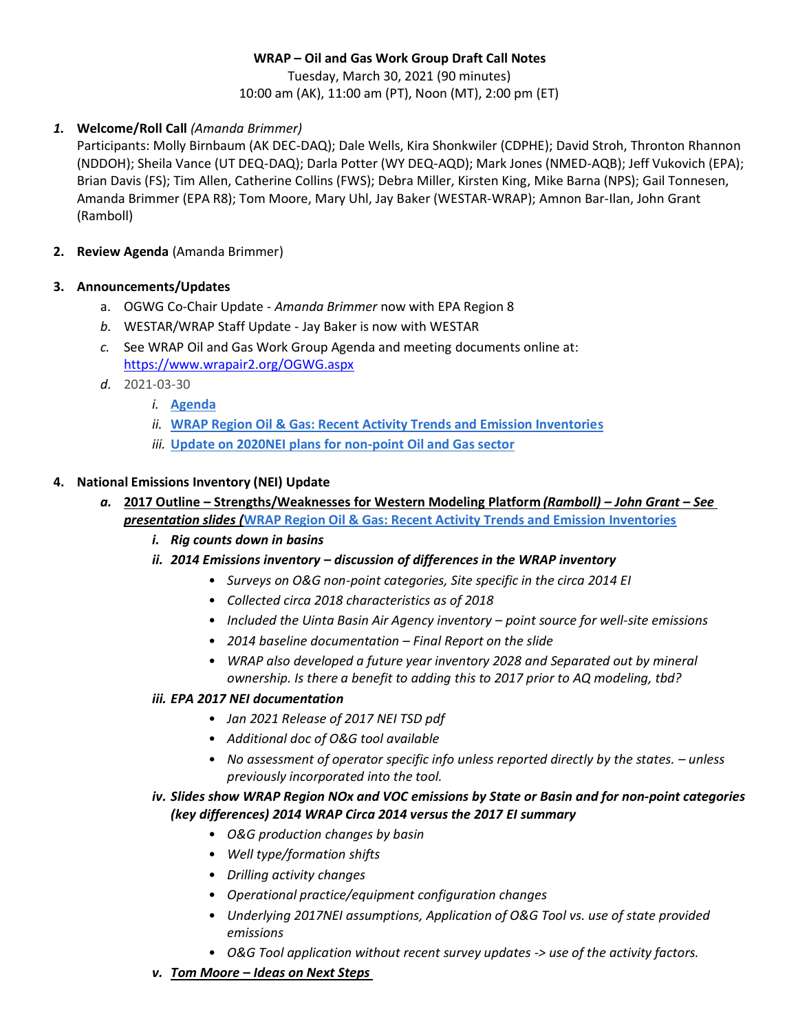**WRAP – Oil and Gas Work Group Draft Call Notes**

Tuesday, March 30, 2021 (90 minutes)
10:00 am (AK), 11:00 am (PT), Noon (MT), 2:00 pm (ET)

1. **Welcome/Roll Call** *(Amanda Brimmer)*
   Participants: Molly Birnbaum (AK DEC-DAQ); Dale Wells, Kira Shonkwiler (CDPHE); David Stroh, Thronton Rhannon (NDDOH); Sheila Vance (UT DEQ-DAQ); Darla Potter (WY DEQ-AQD); Mark Jones (NMED-AQB); Jeff Vukovich (EPA); Brian Davis (FS); Tim Allen, Catherine Collins (FWS); Debra Miller, Kirsten King, Mike Barna (NPS); Gail Tonnesen, Amanda Brimmer (EPA R8); Tom Moore, Mary Uhl, Jay Baker (WESTAR-WRAP); Amnon Bar-Ilan, John Grant (Ramboll)

2. **Review Agenda** (Amanda Brimmer)

3. **Announcements/Updates**
   a. OGWG Co-Chair Update - *Amanda Brimmer* now with EPA Region 8
   b. WESTAR/WRAP Staff Update - Jay Baker is now with WESTAR
   c. See WRAP Oil and Gas Work Group Agenda and meeting documents online at: [https://www.wrapair2.org/OGWG.aspx](https://www.wrapair2.org/OGWG.aspx)
   d. 2021-03-30
      i. **[Agenda]()**
      ii. **[WRAP Region Oil & Gas: Recent Activity Trends and Emission Inventories]()**
      iii. **[Update on 2020NEI plans for non-point Oil and Gas sector]()**

4. **National Emissions Inventory (NEI) Update**
   a. **2017 Outline – Strengths/Weaknesses for Western Modeling Platform *(Ramboll) – John Grant – See presentation slides (*[WRAP Region Oil & Gas: Recent Activity Trends and Emission Inventories]()**
      i. ***Rig counts down in basins***
      ii. ***2014 Emissions inventory – discussion of differences in the WRAP inventory***
         - *Surveys on O&G non-point categories, Site specific in the circa 2014 EI*
         - *Collected circa 2018 characteristics as of 2018*
         - *Included the Uinta Basin Air Agency inventory – point source for well-site emissions*
         - *2014 baseline documentation – Final Report on the slide*
         - *WRAP also developed a future year inventory 2028 and Separated out by mineral ownership. Is there a benefit to adding this to 2017 prior to AQ modeling, tbd?*
      iii. ***EPA 2017 NEI documentation***
         - *Jan 2021 Release of 2017 NEI TSD pdf*
         - *Additional doc of O&G tool available*
         - *No assessment of operator specific info unless reported directly by the states. – unless previously incorporated into the tool.*
      iv. ***Slides show WRAP Region NOx and VOC emissions by State or Basin and for non-point categories (key differences) 2014 WRAP Circa 2014 versus the 2017 EI summary***
         - *O&G production changes by basin*
         - *Well type/formation shifts*
         - *Drilling activity changes*
         - *Operational practice/equipment configuration changes*
         - *Underlying 2017NEI assumptions, Application of O&G Tool vs. use of state provided emissions*
         - *O&G Tool application without recent survey updates -> use of the activity factors.*
      v. ***Tom Moore – Ideas on Next Steps***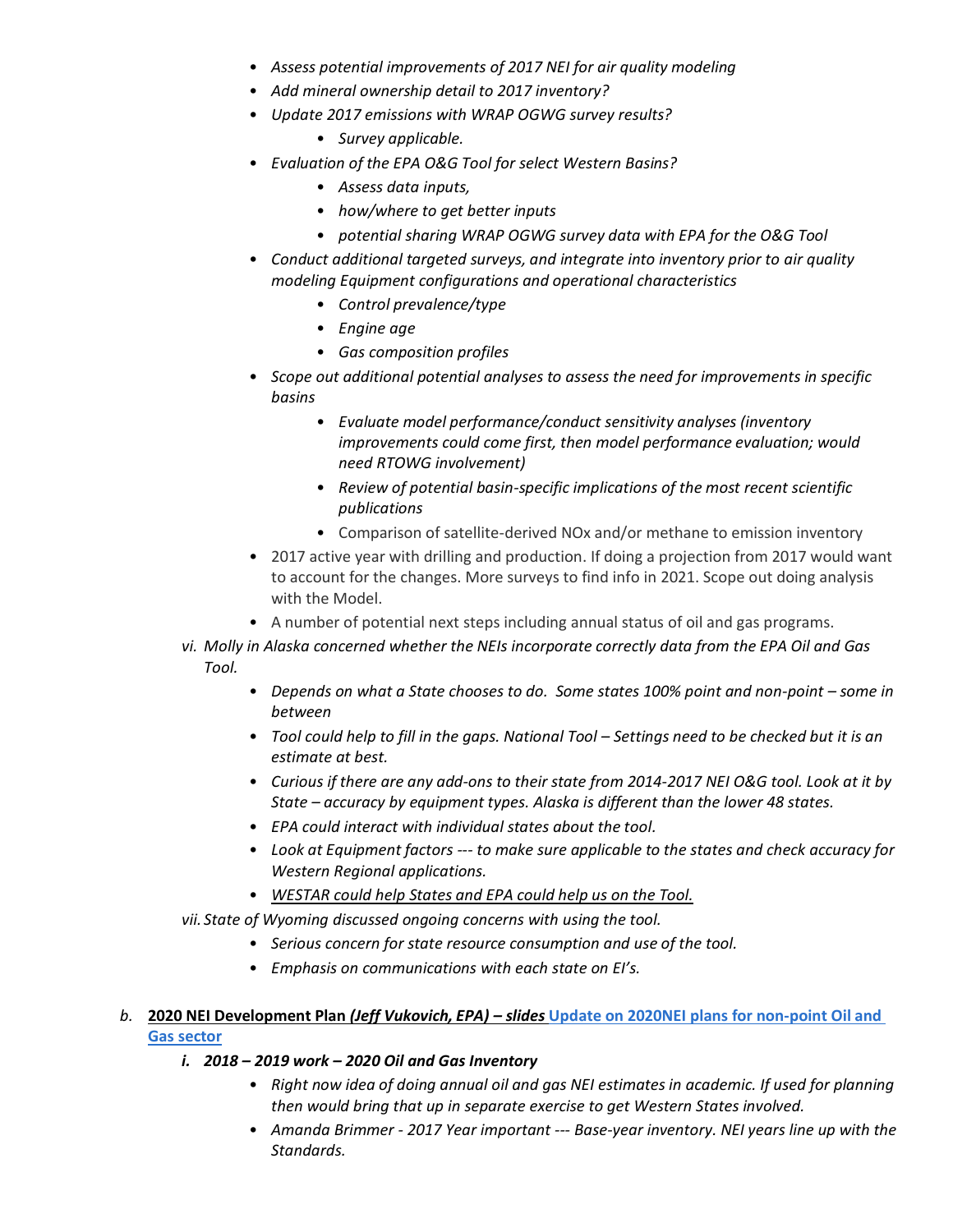- *Assess potential improvements of 2017 NEI for air quality modeling*
- *Add mineral ownership detail to 2017 inventory?*
- *Update 2017 emissions with WRAP OGWG survey results?*
    - *Survey applicable.*
- *Evaluation of the EPA O&G Tool for select Western Basins?*
    - *Assess data inputs,*
    - *how/where to get better inputs*
    - *potential sharing WRAP OGWG survey data with EPA for the O&G Tool*
- *Conduct additional targeted surveys, and integrate into inventory prior to air quality modeling Equipment configurations and operational characteristics*
    - *Control prevalence/type*
    - *Engine age*
    - *Gas composition profiles*
- *Scope out additional potential analyses to assess the need for improvements in specific basins*
    - *Evaluate model performance/conduct sensitivity analyses (inventory improvements could come first, then model performance evaluation; would need RTOWG involvement)*
    - *Review of potential basin-specific implications of the most recent scientific publications*
    - Comparison of satellite-derived NOx and/or methane to emission inventory
- 2017 active year with drilling and production. If doing a projection from 2017 would want to account for the changes. More surveys to find info in 2021. Scope out doing analysis with the Model.
- A number of potential next steps including annual status of oil and gas programs.

vi. *Molly in Alaska concerned whether the NEIs incorporate correctly data from the EPA Oil and Gas Tool.*

- *Depends on what a State chooses to do. Some states 100% point and non-point – some in between*
- *Tool could help to fill in the gaps. National Tool – Settings need to be checked but it is an estimate at best.*
- *Curious if there are any add-ons to their state from 2014-2017 NEI O&G tool. Look at it by State – accuracy by equipment types. Alaska is different than the lower 48 states.*
- *EPA could interact with individual states about the tool.*
- *Look at Equipment factors --- to make sure applicable to the states and check accuracy for Western Regional applications.*
- <u>*WESTAR could help States and EPA could help us on the Tool.*</u>

vii. *State of Wyoming discussed ongoing concerns with using the tool.*

- *Serious concern for state resource consumption and use of the tool.*
- *Emphasis on communications with each state on EI's.*

b. **<u>2020 NEI Development Plan *(Jeff Vukovich, EPA)* – *slides*</u>** [**Update on 2020NEI plans for non-point Oil and Gas sector**]

**i. *2018 – 2019 work – 2020 Oil and Gas Inventory***

- *Right now idea of doing annual oil and gas NEI estimates in academic. If used for planning then would bring that up in separate exercise to get Western States involved.*
- *Amanda Brimmer - 2017 Year important --- Base-year inventory. NEI years line up with the Standards.*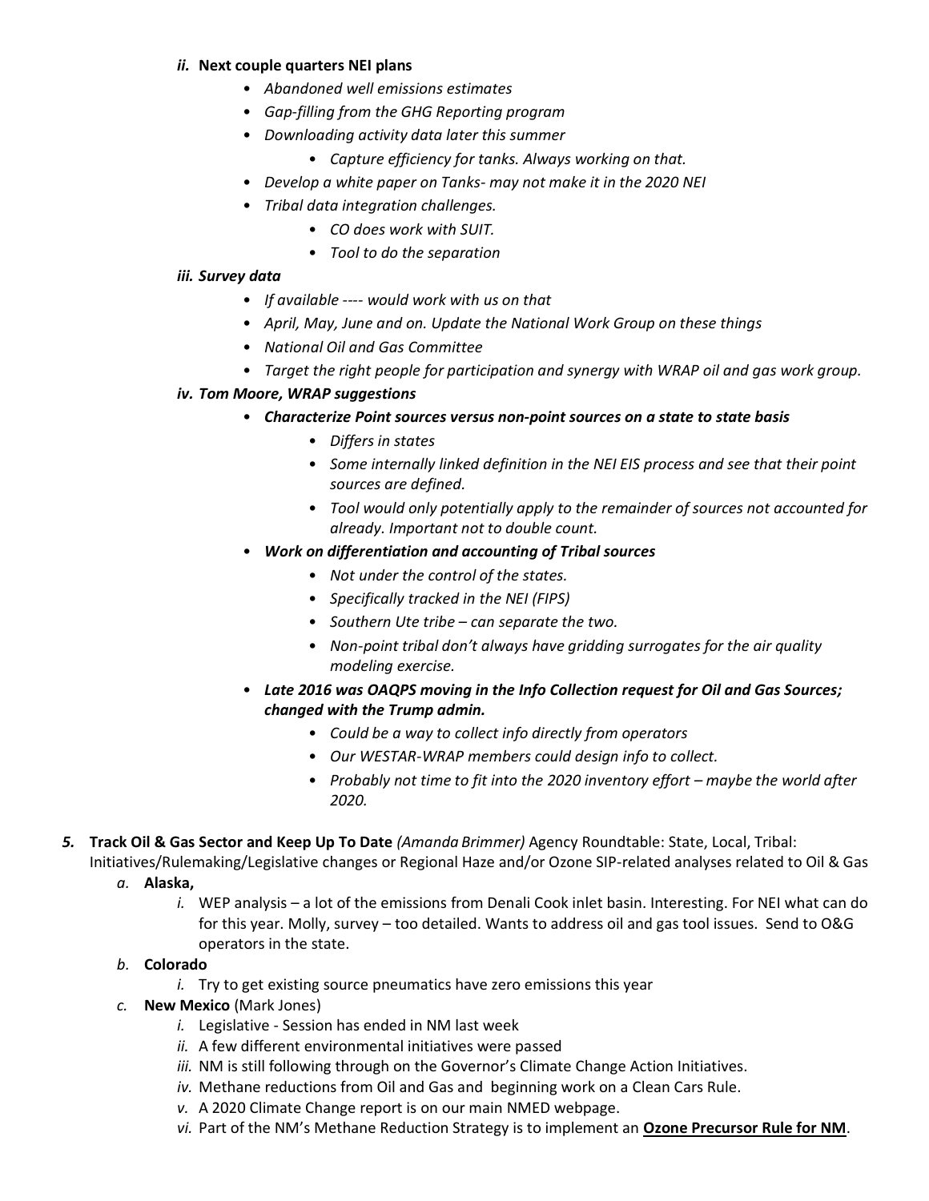*ii.* **Next couple quarters NEI plans**

- *Abandoned well emissions estimates*
- *Gap-filling from the GHG Reporting program*
- *Downloading activity data later this summer*
    - *Capture efficiency for tanks. Always working on that.*
- *Develop a white paper on Tanks- may not make it in the 2020 NEI*
- *Tribal data integration challenges.*
    - *CO does work with SUIT.*
    - *Tool to do the separation*

***iii. Survey data***

- *If available ---- would work with us on that*
- *April, May, June and on. Update the National Work Group on these things*
- *National Oil and Gas Committee*
- *Target the right people for participation and synergy with WRAP oil and gas work group.*

***iv. Tom Moore, WRAP suggestions***

- ***Characterize Point sources versus non-point sources on a state to state basis***
    - *Differs in states*
    - *Some internally linked definition in the NEI EIS process and see that their point sources are defined.*
    - *Tool would only potentially apply to the remainder of sources not accounted for already. Important not to double count.*
- ***Work on differentiation and accounting of Tribal sources***
    - *Not under the control of the states.*
    - *Specifically tracked in the NEI (FIPS)*
    - *Southern Ute tribe – can separate the two.*
    - *Non-point tribal don't always have gridding surrogates for the air quality modeling exercise.*
- ***Late 2016 was OAQPS moving in the Info Collection request for Oil and Gas Sources; changed with the Trump admin.***
    - *Could be a way to collect info directly from operators*
    - *Our WESTAR-WRAP members could design info to collect.*
    - *Probably not time to fit into the 2020 inventory effort – maybe the world after 2020.*

***5.*** **Track Oil & Gas Sector and Keep Up To Date** *(Amanda Brimmer)* Agency Roundtable: State, Local, Tribal: Initiatives/Rulemaking/Legislative changes or Regional Haze and/or Ozone SIP-related analyses related to Oil & Gas

*a.* **Alaska,**

*i.* WEP analysis – a lot of the emissions from Denali Cook inlet basin. Interesting. For NEI what can do for this year. Molly, survey – too detailed. Wants to address oil and gas tool issues. Send to O&G operators in the state.

*b.* **Colorado**

*i.* Try to get existing source pneumatics have zero emissions this year

*c.* **New Mexico** (Mark Jones)

*i.* Legislative - Session has ended in NM last week

*ii.* A few different environmental initiatives were passed

*iii.* NM is still following through on the Governor's Climate Change Action Initiatives.

*iv.* Methane reductions from Oil and Gas and beginning work on a Clean Cars Rule.

*v.* A 2020 Climate Change report is on our main NMED webpage.

*vi.* Part of the NM's Methane Reduction Strategy is to implement an **Ozone Precursor Rule for NM**.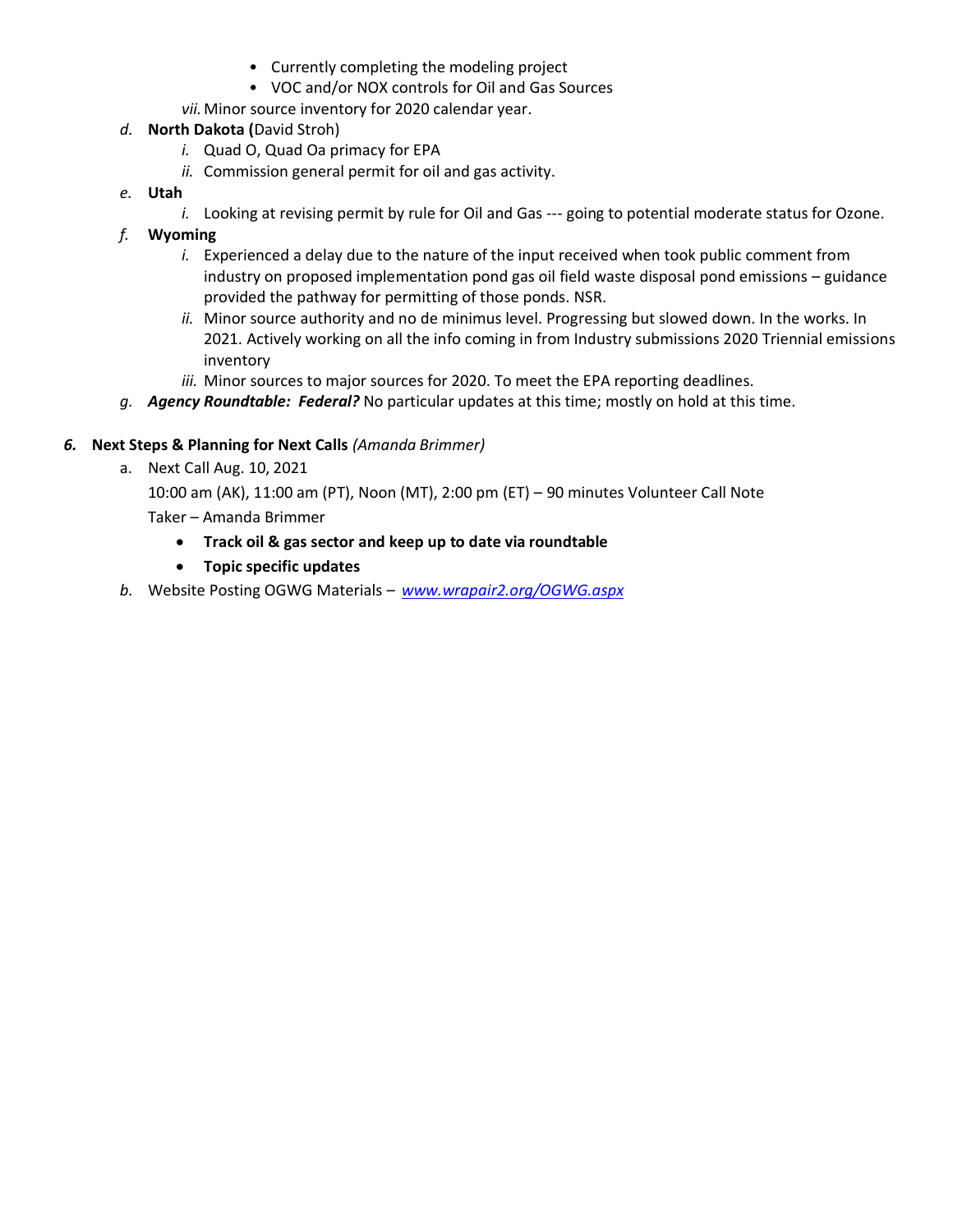- Currently completing the modeling project
- VOC and/or NOX controls for Oil and Gas Sources

vii. Minor source inventory for 2020 calendar year.

d. **North Dakota (**David Stroh)
   i. Quad O, Quad Oa primacy for EPA
   ii. Commission general permit for oil and gas activity.

e. **Utah**
   i. Looking at revising permit by rule for Oil and Gas --- going to potential moderate status for Ozone.

f. **Wyoming**
   i. Experienced a delay due to the nature of the input received when took public comment from industry on proposed implementation pond gas oil field waste disposal pond emissions – guidance provided the pathway for permitting of those ponds. NSR.
   ii. Minor source authority and no de minimus level. Progressing but slowed down. In the works. In 2021. Actively working on all the info coming in from Industry submissions 2020 Triennial emissions inventory
   iii. Minor sources to major sources for 2020. To meet the EPA reporting deadlines.

g. ***Agency Roundtable: Federal?*** No particular updates at this time; mostly on hold at this time.

6. **Next Steps & Planning for Next Calls** *(Amanda Brimmer)*

   a. Next Call Aug. 10, 2021
      10:00 am (AK), 11:00 am (PT), Noon (MT), 2:00 pm (ET) – 90 minutes Volunteer Call Note Taker – Amanda Brimmer
      - **Track oil & gas sector and keep up to date via roundtable**
      - **Topic specific updates**

   b. Website Posting OGWG Materials – *www.wrapair2.org/OGWG.aspx*